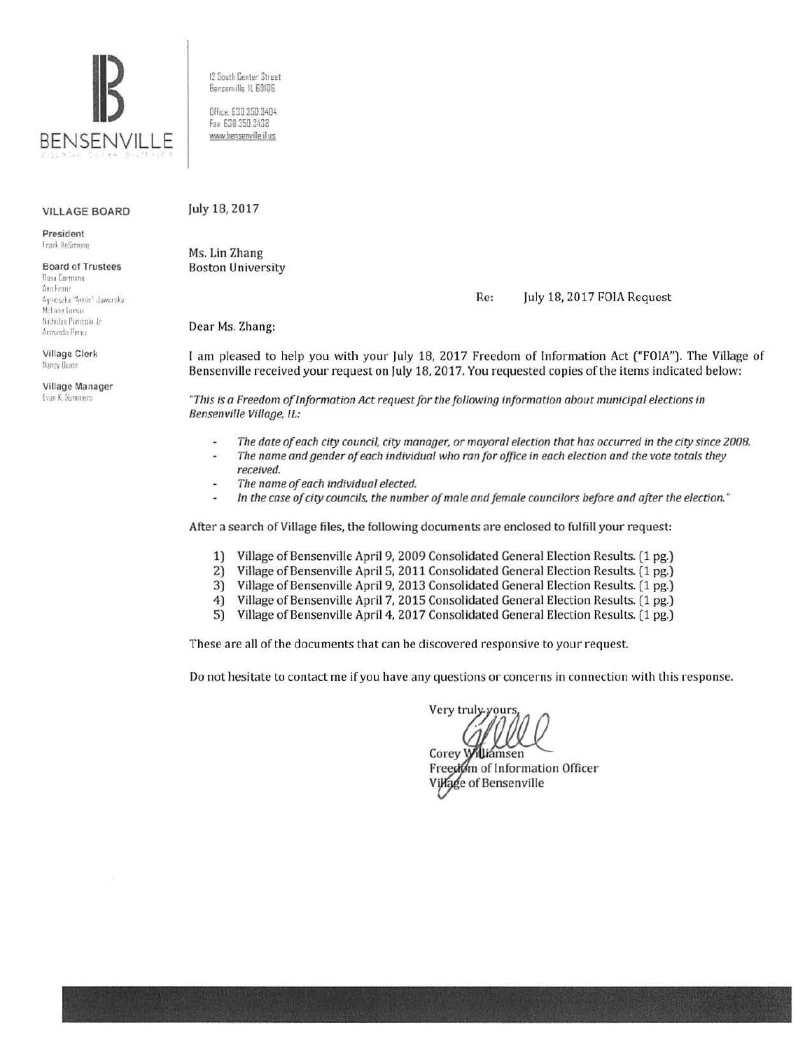# BENSENVILLE

12 South Center Street
Bensenville, IL 60106

Office: 630.350.3404
Fax: 630.350.3438
www.bensenville.il.us

**VILLAGE BOARD**

**President**
Frank DeSimone

**Board of Trustees**
Rosa Carmona
Ann Franz
Agnieszka "Annie" Jaworska
McLane Lomax
Nicholas Panicola Jr.
Armando Perez

**Village Clerk**
Nancy Dunn

**Village Manager**
Evan K. Summers

July 18, 2017

Ms. Lin Zhang
Boston University

Re: July 18, 2017 FOIA Request

Dear Ms. Zhang:

I am pleased to help you with your July 18, 2017 Freedom of Information Act ("FOIA"). The Village of Bensenville received your request on July 18, 2017. You requested copies of the items indicated below:

*"This is a Freedom of Information Act request for the following information about municipal elections in Bensenville Village, IL:*

- *The date of each city council, city manager, or mayoral election that has occurred in the city since 2008.*
- *The name and gender of each individual who ran for office in each election and the vote totals they received.*
- *The name of each individual elected.*
- *In the case of city councils, the number of male and female councilors before and after the election."*

After a search of Village files, the following documents are enclosed to fulfill your request:

1) Village of Bensenville April 9, 2009 Consolidated General Election Results. (1 pg.)
2) Village of Bensenville April 5, 2011 Consolidated General Election Results. (1 pg.)
3) Village of Bensenville April 9, 2013 Consolidated General Election Results. (1 pg.)
4) Village of Bensenville April 7, 2015 Consolidated General Election Results. (1 pg.)
5) Village of Bensenville April 4, 2017 Consolidated General Election Results. (1 pg.)

These are all of the documents that can be discovered responsive to your request.

Do not hesitate to contact me if you have any questions or concerns in connection with this response.

Very truly yours,

Corey Williamsen
Freedom of Information Officer
Village of Bensenville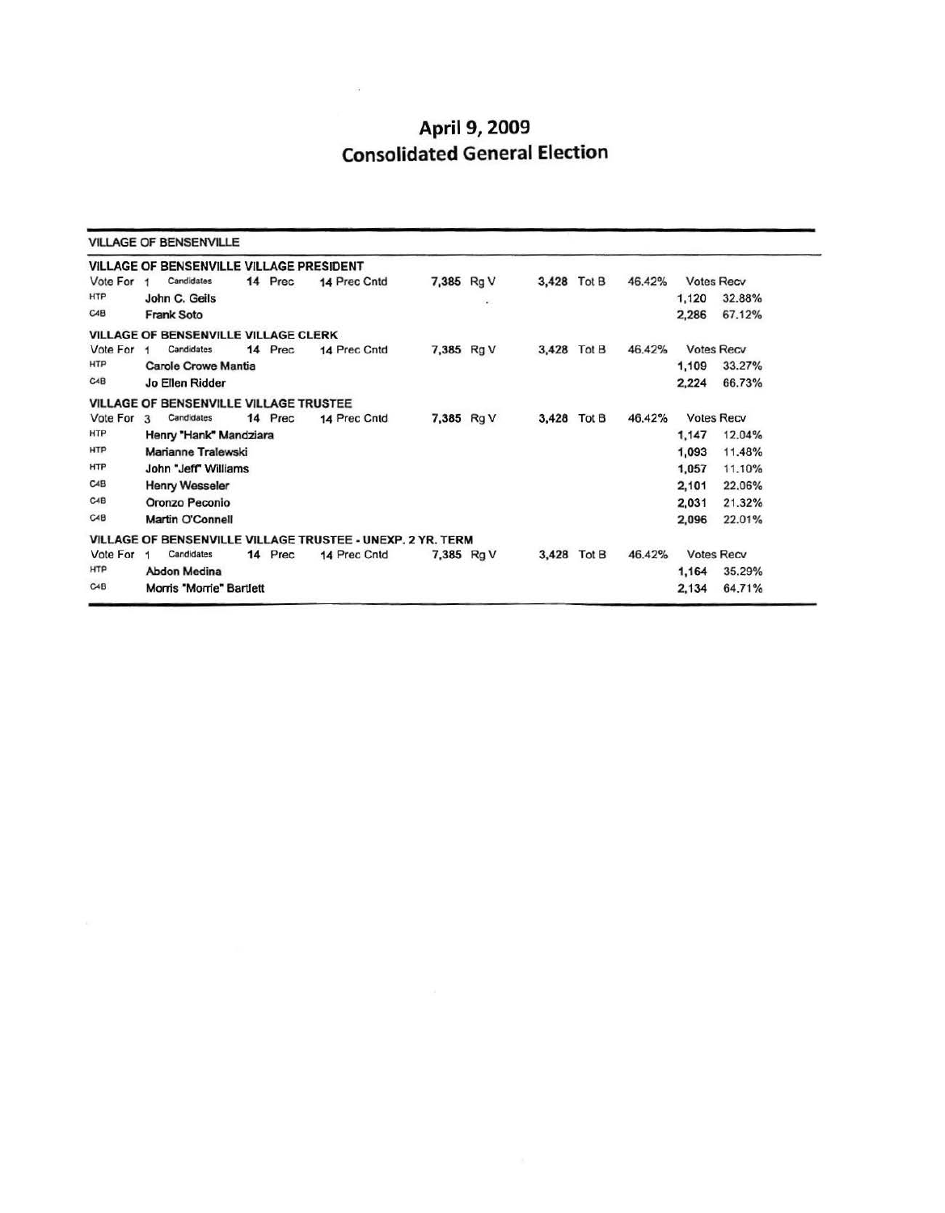# April 9, 2009
# Consolidated General Election

## VILLAGE OF BENSENVILLE

### VILLAGE OF BENSENVILLE VILLAGE PRESIDENT

Vote For 1 Candidates 14 Prec 14 Prec Cntd 7,385 Rg V 3,428 Tot B 46.42% Votes Recv

| | | | |
|---|---|---|---|
| HTP | John C. Geils | 1,120 | 32.88% |
| C4B | Frank Soto | 2,286 | 67.12% |

### VILLAGE OF BENSENVILLE VILLAGE CLERK

Vote For 1 Candidates 14 Prec 14 Prec Cntd 7,385 Rg V 3,428 Tot B 46.42% Votes Recv

| | | | |
|---|---|---|---|
| HTP | Carole Crowe Mantia | 1,109 | 33.27% |
| C4B | Jo Ellen Ridder | 2,224 | 66.73% |

### VILLAGE OF BENSENVILLE VILLAGE TRUSTEE

Vote For 3 Candidates 14 Prec 14 Prec Cntd 7,385 Rg V 3,428 Tot B 46.42% Votes Recv

| | | | |
|---|---|---|---|
| HTP | Henry "Hank" Mandziara | 1,147 | 12.04% |
| HTP | Marianne Tralewski | 1,093 | 11.48% |
| HTP | John "Jeff" Williams | 1,057 | 11.10% |
| C4B | Henry Wesseler | 2,101 | 22.06% |
| C4B | Oronzo Peconio | 2,031 | 21.32% |
| C4B | Martin O'Connell | 2,096 | 22.01% |

### VILLAGE OF BENSENVILLE VILLAGE TRUSTEE - UNEXP. 2 YR. TERM

Vote For 1 Candidates 14 Prec 14 Prec Cntd 7,385 Rg V 3,428 Tot B 46.42% Votes Recv

| | | | |
|---|---|---|---|
| HTP | Abdon Medina | 1,164 | 35.29% |
| C4B | Morris "Morrie" Bartlett | 2,134 | 64.71% |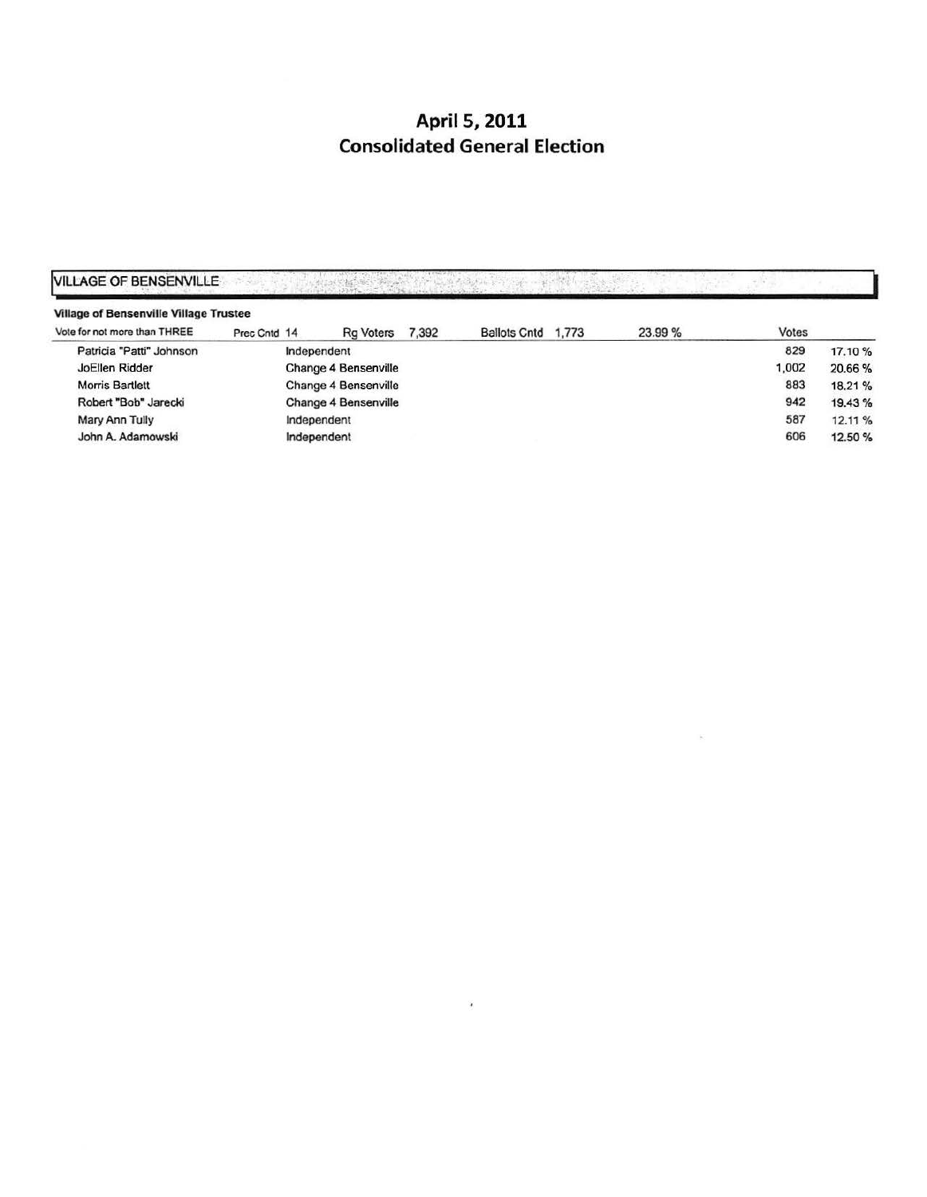# April 5, 2011
# Consolidated General Election

## VILLAGE OF BENSENVILLE

### Village of Bensenville Village Trustee

| Vote for not more than THREE | Prec Cntd 14 | Rg Voters 7,392 | Ballots Cntd 1,773 | 23.99 % | Votes | |
|---|---|---|---|---|---|---|
| Patricia "Patti" Johnson | Independent | | | | 829 | 17.10 % |
| JoEllen Ridder | Change 4 Bensenville | | | | 1,002 | 20.66 % |
| Morris Bartlett | Change 4 Bensenville | | | | 883 | 18.21 % |
| Robert "Bob" Jarecki | Change 4 Bensenville | | | | 942 | 19.43 % |
| Mary Ann Tully | Independent | | | | 587 | 12.11 % |
| John A. Adamowski | Independent | | | | 606 | 12.50 % |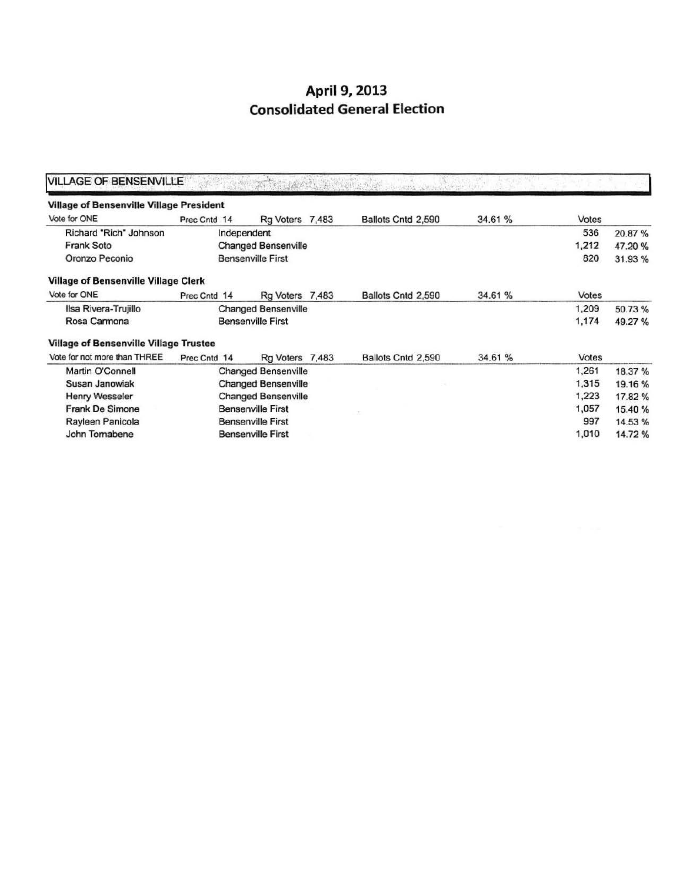# April 9, 2013
# Consolidated General Election

## VILLAGE OF BENSENVILLE

### Village of Bensenville Village President

| Vote for ONE | Prec Cntd 14 | Rg Voters 7,483 | Ballots Cntd 2,590 | 34.61 % | Votes | |
|---|---|---|---|---|---|---|
| Richard "Rich" Johnson | Independent | | | | 536 | 20.87 % |
| Frank Soto | Changed Bensenville | | | | 1,212 | 47.20 % |
| Oronzo Peconio | Bensenville First | | | | 820 | 31.93 % |

### Village of Bensenville Village Clerk

| Vote for ONE | Prec Cntd 14 | Rg Voters 7,483 | Ballots Cntd 2,590 | 34.61 % | Votes | |
|---|---|---|---|---|---|---|
| Ilsa Rivera-Trujillo | Changed Bensenville | | | | 1,209 | 50.73 % |
| Rosa Carmona | Bensenville First | | | | 1,174 | 49.27 % |

### Village of Bensenville Village Trustee

| Vote for not more than THREE | Prec Cntd 14 | Rg Voters 7,483 | Ballots Cntd 2,590 | 34.61 % | Votes | |
|---|---|---|---|---|---|---|
| Martin O'Connell | Changed Bensenville | | | | 1,261 | 18.37 % |
| Susan Janowiak | Changed Bensenville | | | | 1,315 | 19.16 % |
| Henry Wesseler | Changed Bensenville | | | | 1,223 | 17.82 % |
| Frank De Simone | Bensenville First | | | | 1,057 | 15.40 % |
| Rayleen Panicola | Bensenville First | | | | 997 | 14.53 % |
| John Tornabene | Bensenville First | | | | 1,010 | 14.72 % |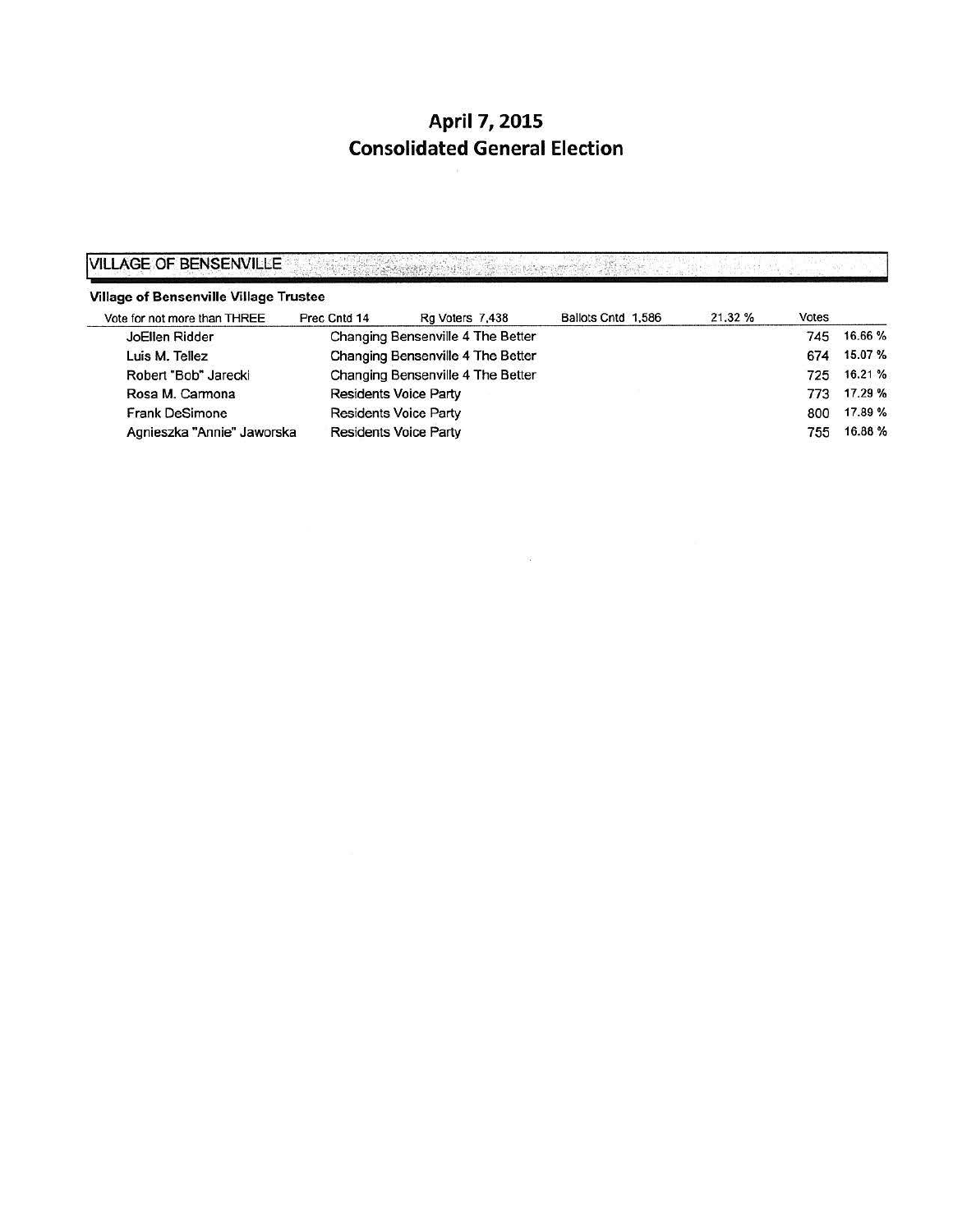# April 7, 2015
# Consolidated General Election

## VILLAGE OF BENSENVILLE

### Village of Bensenville Village Trustee

| Vote for not more than THREE | Prec Cntd 14 | Rg Voters 7,438 | Ballots Cntd 1,586 | 21.32 % | Votes | |
|---|---|---|---|---|---|---|
| JoEllen Ridder | Changing Bensenville 4 The Better | | | | 745 | 16.66 % |
| Luis M. Tellez | Changing Bensenville 4 The Better | | | | 674 | 15.07 % |
| Robert "Bob" Jarecki | Changing Bensenville 4 The Better | | | | 725 | 16.21 % |
| Rosa M. Carmona | Residents Voice Party | | | | 773 | 17.29 % |
| Frank DeSimone | Residents Voice Party | | | | 800 | 17.89 % |
| Agnieszka "Annie" Jaworska | Residents Voice Party | | | | 755 | 16.88 % |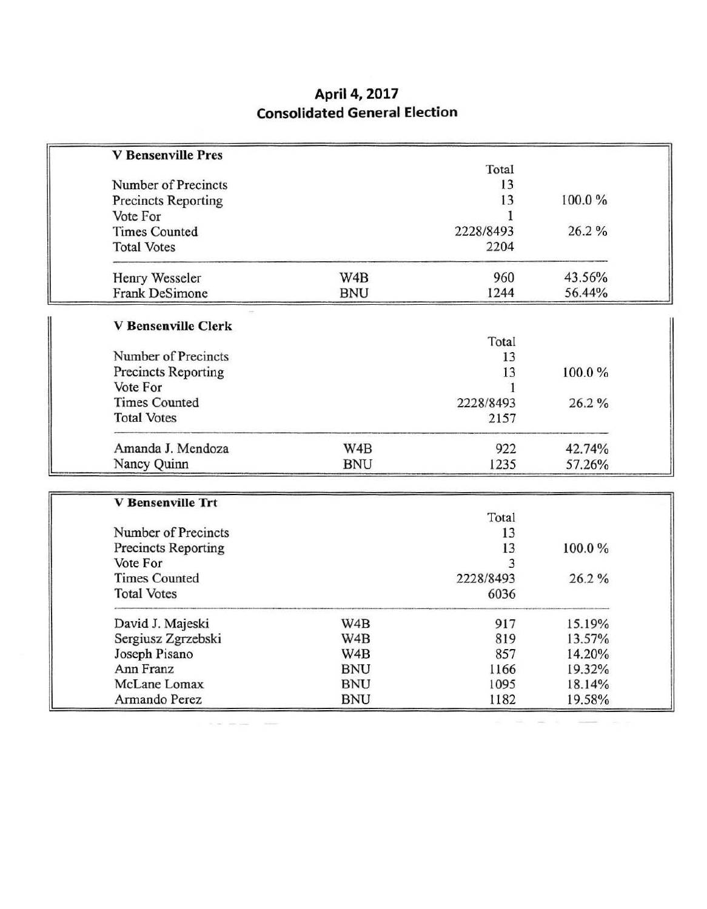# April 4, 2017
## Consolidated General Election

**V Bensenville Pres**

| | | | |
|---|---|---|---|
| | | Total | |
| Number of Precincts | | 13 | |
| Precincts Reporting | | 13 | 100.0 % |
| Vote For | | 1 | |
| Times Counted | | 2228/8493 | 26.2 % |
| Total Votes | | 2204 | |
| Henry Wesseler | W4B | 960 | 43.56% |
| Frank DeSimone | BNU | 1244 | 56.44% |

**V Bensenville Clerk**

| | | | |
|---|---|---|---|
| | | Total | |
| Number of Precincts | | 13 | |
| Precincts Reporting | | 13 | 100.0 % |
| Vote For | | 1 | |
| Times Counted | | 2228/8493 | 26.2 % |
| Total Votes | | 2157 | |
| Amanda J. Mendoza | W4B | 922 | 42.74% |
| Nancy Quinn | BNU | 1235 | 57.26% |

**V Bensenville Trt**

| | | | |
|---|---|---|---|
| | | Total | |
| Number of Precincts | | 13 | |
| Precincts Reporting | | 13 | 100.0 % |
| Vote For | | 3 | |
| Times Counted | | 2228/8493 | 26.2 % |
| Total Votes | | 6036 | |
| David J. Majeski | W4B | 917 | 15.19% |
| Sergiusz Zgrzebski | W4B | 819 | 13.57% |
| Joseph Pisano | W4B | 857 | 14.20% |
| Ann Franz | BNU | 1166 | 19.32% |
| McLane Lomax | BNU | 1095 | 18.14% |
| Armando Perez | BNU | 1182 | 19.58% |